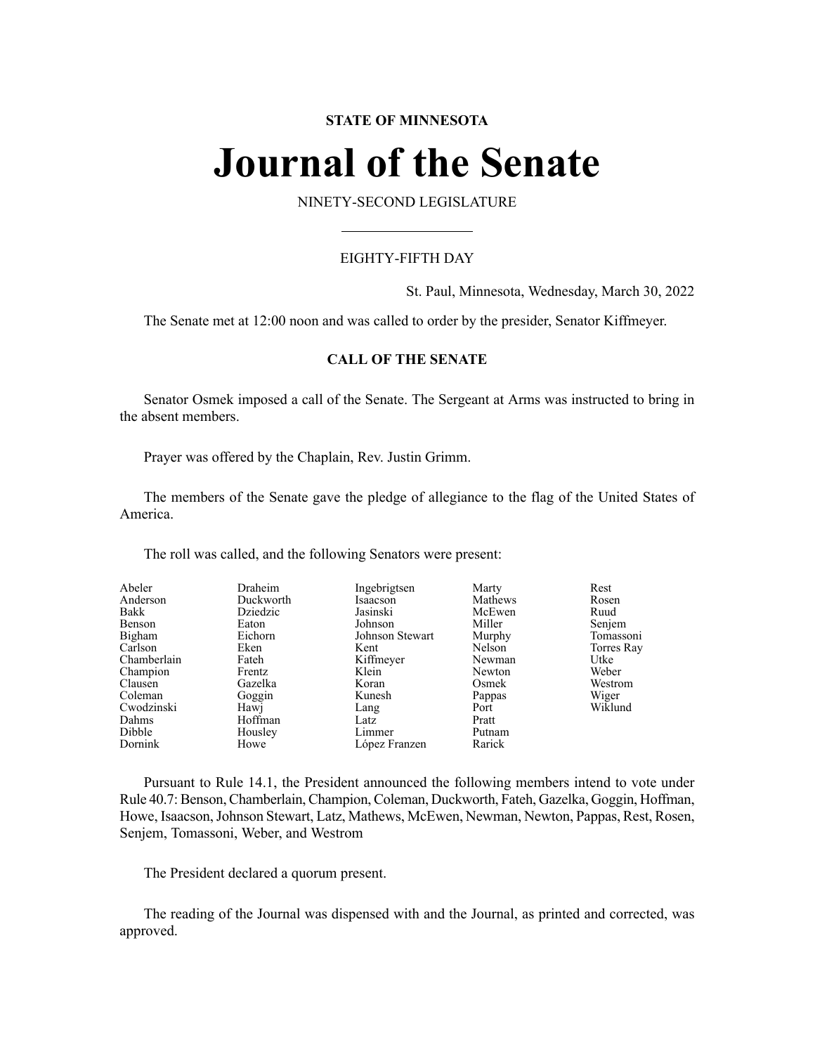**STATE OF MINNESOTA**

# Journal of the Senate

NINETY-SECOND LEGISLATURE

EIGHTY-FIFTH DAY

St. Paul, Minnesota, Wednesday, March 30, 2022

The Senate met at 12:00 noon and was called to order by the presider, Senator Kiffmeyer.

## CALL OF THE SENATE

Senator Osmek imposed a call of the Senate. The Sergeant at Arms was instructed to bring in the absent members.

Prayer was offered by the Chaplain, Rev. Justin Grimm.

The members of the Senate gave the pledge of allegiance to the flag of the United States of America.

The roll was called, and the following Senators were present:

| | | | | |
|---|---|---|---|---|
| Abeler | Draheim | Ingebrigtsen | Marty | Rest |
| Anderson | Duckworth | Isaacson | Mathews | Rosen |
| Bakk | Dziedzic | Jasinski | McEwen | Ruud |
| Benson | Eaton | Johnson | Miller | Senjem |
| Bigham | Eichorn | Johnson Stewart | Murphy | Tomassoni |
| Carlson | Eken | Kent | Nelson | Torres Ray |
| Chamberlain | Fateh | Kiffmeyer | Newman | Utke |
| Champion | Frentz | Klein | Newton | Weber |
| Clausen | Gazelka | Koran | Osmek | Westrom |
| Coleman | Goggin | Kunesh | Pappas | Wiger |
| Cwodzinski | Hawj | Lang | Port | Wiklund |
| Dahms | Hoffman | Latz | Pratt | |
| Dibble | Housley | Limmer | Putnam | |
| Dornink | Howe | López Franzen | Rarick | |

Pursuant to Rule 14.1, the President announced the following members intend to vote under Rule 40.7: Benson, Chamberlain, Champion, Coleman, Duckworth, Fateh, Gazelka, Goggin, Hoffman, Howe, Isaacson, Johnson Stewart, Latz, Mathews, McEwen, Newman, Newton, Pappas, Rest, Rosen, Senjem, Tomassoni, Weber, and Westrom

The President declared a quorum present.

The reading of the Journal was dispensed with and the Journal, as printed and corrected, was approved.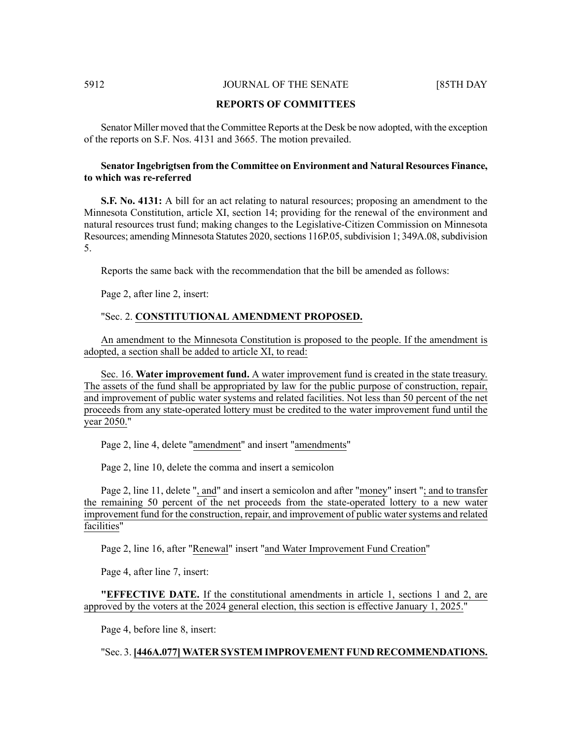## REPORTS OF COMMITTEES

Senator Miller moved that the Committee Reports at the Desk be now adopted, with the exception of the reports on S.F. Nos. 4131 and 3665. The motion prevailed.

**Senator Ingebrigtsen from the Committee on Environment and Natural Resources Finance, to which was re-referred**

**S.F. No. 4131:** A bill for an act relating to natural resources; proposing an amendment to the Minnesota Constitution, article XI, section 14; providing for the renewal of the environment and natural resources trust fund; making changes to the Legislative-Citizen Commission on Minnesota Resources; amending Minnesota Statutes 2020, sections 116P.05, subdivision 1; 349A.08, subdivision 5.

Reports the same back with the recommendation that the bill be amended as follows:

Page 2, after line 2, insert:

"Sec. 2. **CONSTITUTIONAL AMENDMENT PROPOSED.**

An amendment to the Minnesota Constitution is proposed to the people. If the amendment is adopted, a section shall be added to article XI, to read:

Sec. 16. **Water improvement fund.** A water improvement fund is created in the state treasury. The assets of the fund shall be appropriated by law for the public purpose of construction, repair, and improvement of public water systems and related facilities. Not less than 50 percent of the net proceeds from any state-operated lottery must be credited to the water improvement fund until the year 2050."

Page 2, line 4, delete "amendment" and insert "amendments"

Page 2, line 10, delete the comma and insert a semicolon

Page 2, line 11, delete ", and" and insert a semicolon and after "money" insert "; and to transfer the remaining 50 percent of the net proceeds from the state-operated lottery to a new water improvement fund for the construction, repair, and improvement of public water systems and related facilities"

Page 2, line 16, after "Renewal" insert "and Water Improvement Fund Creation"

Page 4, after line 7, insert:

"**EFFECTIVE DATE.** If the constitutional amendments in article 1, sections 1 and 2, are approved by the voters at the 2024 general election, this section is effective January 1, 2025."

Page 4, before line 8, insert:

"Sec. 3. **[446A.077] WATER SYSTEM IMPROVEMENT FUND RECOMMENDATIONS.**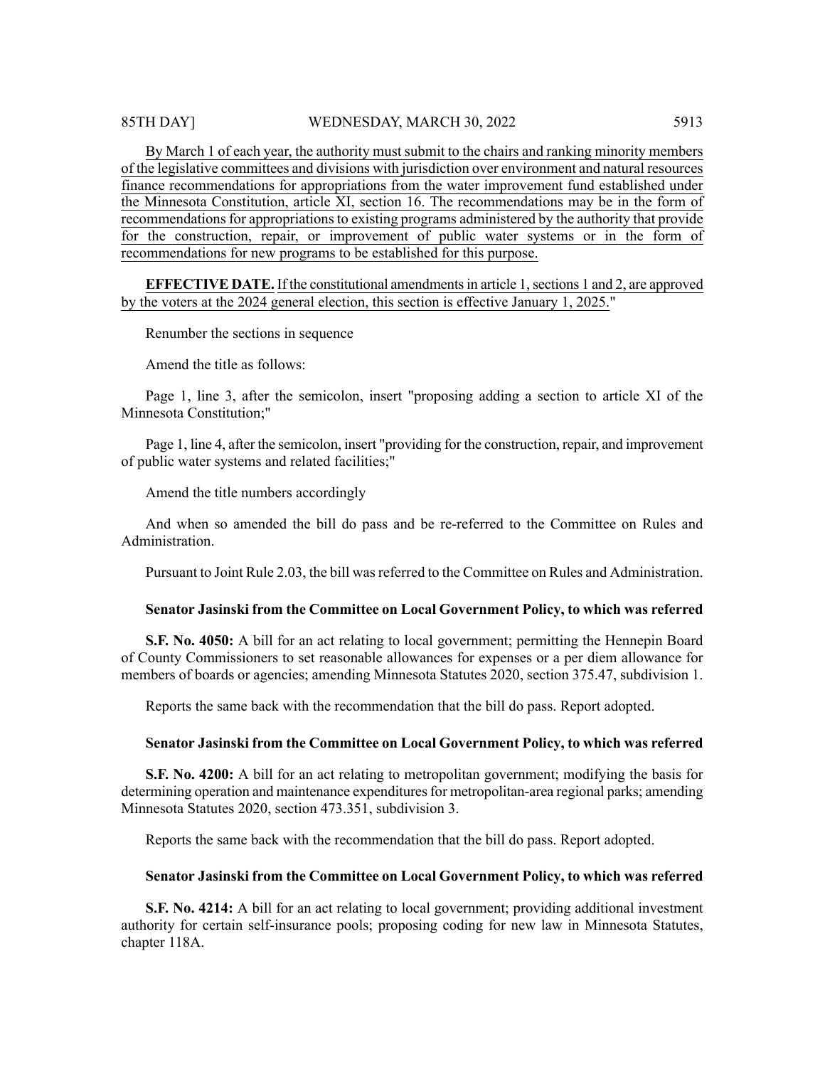By March 1 of each year, the authority must submit to the chairs and ranking minority members of the legislative committees and divisions with jurisdiction over environment and natural resources finance recommendations for appropriations from the water improvement fund established under the Minnesota Constitution, article XI, section 16. The recommendations may be in the form of recommendations for appropriations to existing programs administered by the authority that provide for the construction, repair, or improvement of public water systems or in the form of recommendations for new programs to be established for this purpose.

**EFFECTIVE DATE.** If the constitutional amendments in article 1, sections 1 and 2, are approved by the voters at the 2024 general election, this section is effective January 1, 2025."

Renumber the sections in sequence

Amend the title as follows:

Page 1, line 3, after the semicolon, insert "proposing adding a section to article XI of the Minnesota Constitution;"

Page 1, line 4, after the semicolon, insert "providing for the construction, repair, and improvement of public water systems and related facilities;"

Amend the title numbers accordingly

And when so amended the bill do pass and be re-referred to the Committee on Rules and Administration.

Pursuant to Joint Rule 2.03, the bill was referred to the Committee on Rules and Administration.

**Senator Jasinski from the Committee on Local Government Policy, to which was referred**

**S.F. No. 4050:** A bill for an act relating to local government; permitting the Hennepin Board of County Commissioners to set reasonable allowances for expenses or a per diem allowance for members of boards or agencies; amending Minnesota Statutes 2020, section 375.47, subdivision 1.

Reports the same back with the recommendation that the bill do pass. Report adopted.

**Senator Jasinski from the Committee on Local Government Policy, to which was referred**

**S.F. No. 4200:** A bill for an act relating to metropolitan government; modifying the basis for determining operation and maintenance expenditures for metropolitan-area regional parks; amending Minnesota Statutes 2020, section 473.351, subdivision 3.

Reports the same back with the recommendation that the bill do pass. Report adopted.

**Senator Jasinski from the Committee on Local Government Policy, to which was referred**

**S.F. No. 4214:** A bill for an act relating to local government; providing additional investment authority for certain self-insurance pools; proposing coding for new law in Minnesota Statutes, chapter 118A.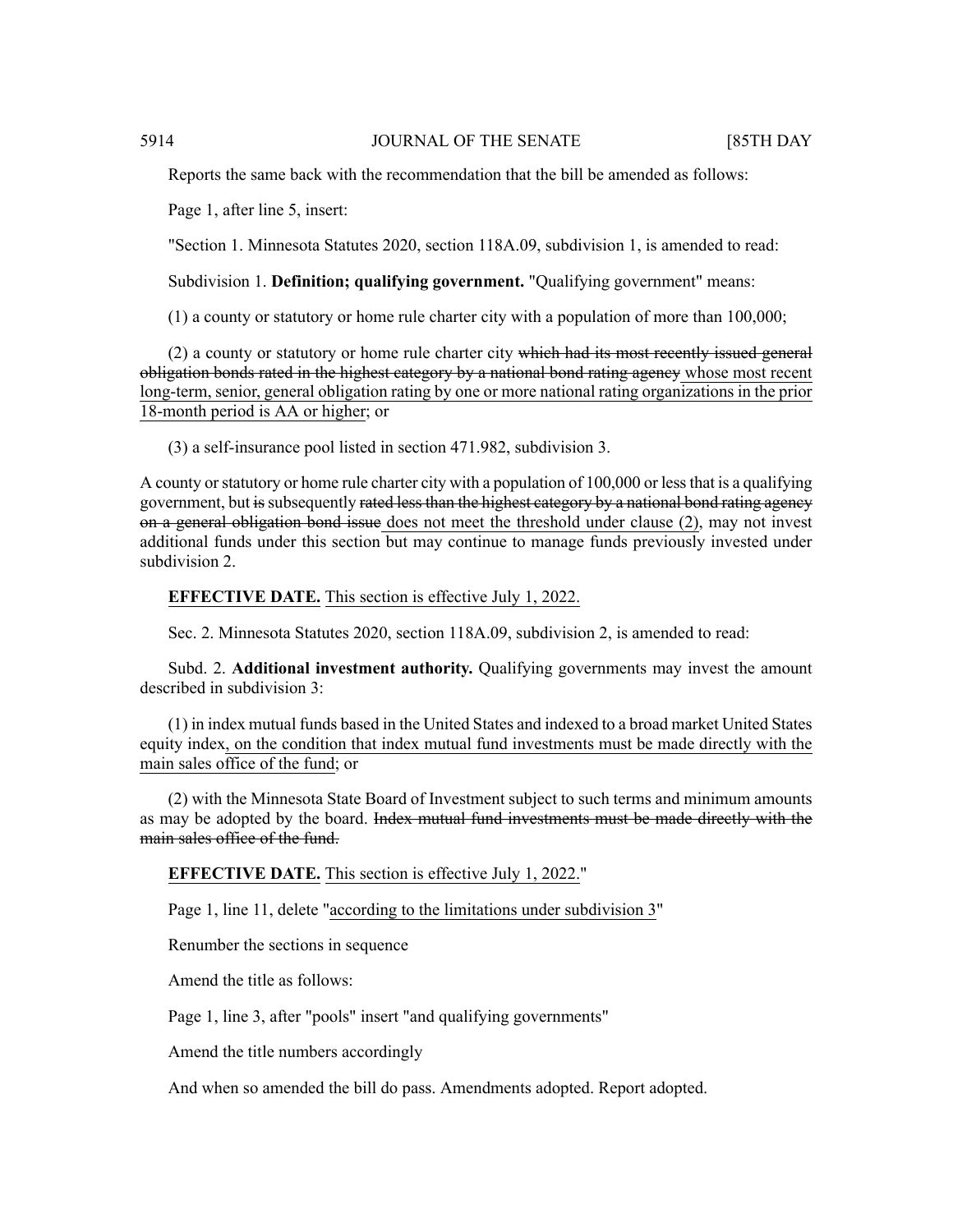Reports the same back with the recommendation that the bill be amended as follows:

Page 1, after line 5, insert:

"Section 1. Minnesota Statutes 2020, section 118A.09, subdivision 1, is amended to read:

Subdivision 1. **Definition; qualifying government.** "Qualifying government" means:

(1) a county or statutory or home rule charter city with a population of more than 100,000;

(2) a county or statutory or home rule charter city ~~which had its most recently issued general obligation bonds rated in the highest category by a national bond rating agency~~ <u>whose most recent long-term, senior, general obligation rating by one or more national rating organizations in the prior 18-month period is AA or higher</u>; or

(3) a self-insurance pool listed in section 471.982, subdivision 3.

A county or statutory or home rule charter city with a population of 100,000 or less that is a qualifying government, but ~~is subsequently~~ ~~rated less than the highest category by a national bond rating agency on a general obligation bond issue~~ <u>does not meet the threshold under clause (2)</u>, may not invest additional funds under this section but may continue to manage funds previously invested under subdivision 2.

**EFFECTIVE DATE.** <u>This section is effective July 1, 2022.</u>

Sec. 2. Minnesota Statutes 2020, section 118A.09, subdivision 2, is amended to read:

Subd. 2. **Additional investment authority.** Qualifying governments may invest the amount described in subdivision 3:

(1) in index mutual funds based in the United States and indexed to a broad market United States equity index<u>, on the condition that index mutual fund investments must be made directly with the main sales office of the fund</u>; or

(2) with the Minnesota State Board of Investment subject to such terms and minimum amounts as may be adopted by the board. ~~Index mutual fund investments must be made directly with the main sales office of the fund.~~

**EFFECTIVE DATE.** <u>This section is effective July 1, 2022.</u>"

Page 1, line 11, delete "<u>according to the limitations under subdivision 3</u>"

Renumber the sections in sequence

Amend the title as follows:

Page 1, line 3, after "pools" insert "and qualifying governments"

Amend the title numbers accordingly

And when so amended the bill do pass. Amendments adopted. Report adopted.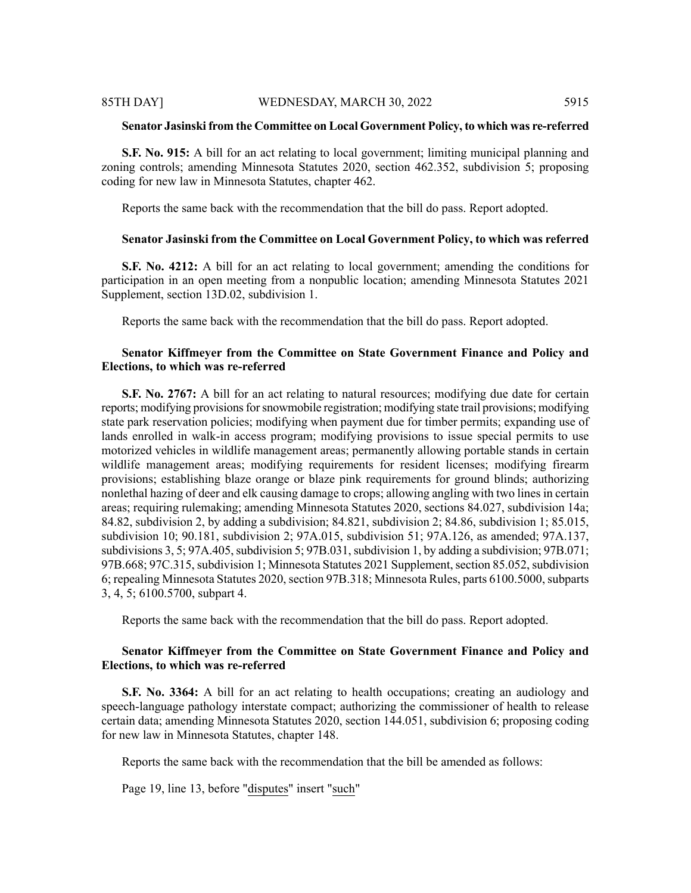**Senator Jasinski from the Committee on Local Government Policy, to which was re-referred**

**S.F. No. 915:** A bill for an act relating to local government; limiting municipal planning and zoning controls; amending Minnesota Statutes 2020, section 462.352, subdivision 5; proposing coding for new law in Minnesota Statutes, chapter 462.

Reports the same back with the recommendation that the bill do pass. Report adopted.

**Senator Jasinski from the Committee on Local Government Policy, to which was referred**

**S.F. No. 4212:** A bill for an act relating to local government; amending the conditions for participation in an open meeting from a nonpublic location; amending Minnesota Statutes 2021 Supplement, section 13D.02, subdivision 1.

Reports the same back with the recommendation that the bill do pass. Report adopted.

**Senator Kiffmeyer from the Committee on State Government Finance and Policy and Elections, to which was re-referred**

**S.F. No. 2767:** A bill for an act relating to natural resources; modifying due date for certain reports; modifying provisions for snowmobile registration; modifying state trail provisions; modifying state park reservation policies; modifying when payment due for timber permits; expanding use of lands enrolled in walk-in access program; modifying provisions to issue special permits to use motorized vehicles in wildlife management areas; permanently allowing portable stands in certain wildlife management areas; modifying requirements for resident licenses; modifying firearm provisions; establishing blaze orange or blaze pink requirements for ground blinds; authorizing nonlethal hazing of deer and elk causing damage to crops; allowing angling with two lines in certain areas; requiring rulemaking; amending Minnesota Statutes 2020, sections 84.027, subdivision 14a; 84.82, subdivision 2, by adding a subdivision; 84.821, subdivision 2; 84.86, subdivision 1; 85.015, subdivision 10; 90.181, subdivision 2; 97A.015, subdivision 51; 97A.126, as amended; 97A.137, subdivisions 3, 5; 97A.405, subdivision 5; 97B.031, subdivision 1, by adding a subdivision; 97B.071; 97B.668; 97C.315, subdivision 1; Minnesota Statutes 2021 Supplement, section 85.052, subdivision 6; repealing Minnesota Statutes 2020, section 97B.318; Minnesota Rules, parts 6100.5000, subparts 3, 4, 5; 6100.5700, subpart 4.

Reports the same back with the recommendation that the bill do pass. Report adopted.

**Senator Kiffmeyer from the Committee on State Government Finance and Policy and Elections, to which was re-referred**

**S.F. No. 3364:** A bill for an act relating to health occupations; creating an audiology and speech-language pathology interstate compact; authorizing the commissioner of health to release certain data; amending Minnesota Statutes 2020, section 144.051, subdivision 6; proposing coding for new law in Minnesota Statutes, chapter 148.

Reports the same back with the recommendation that the bill be amended as follows:

Page 19, line 13, before "disputes" insert "such"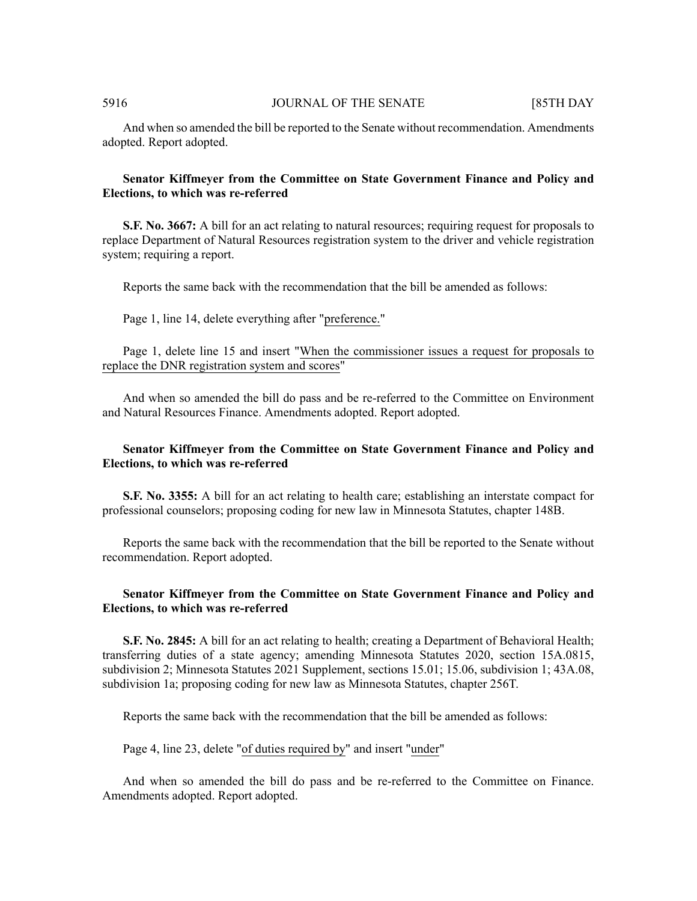And when so amended the bill be reported to the Senate without recommendation. Amendments adopted. Report adopted.

**Senator Kiffmeyer from the Committee on State Government Finance and Policy and Elections, to which was re-referred**

**S.F. No. 3667:** A bill for an act relating to natural resources; requiring request for proposals to replace Department of Natural Resources registration system to the driver and vehicle registration system; requiring a report.

Reports the same back with the recommendation that the bill be amended as follows:

Page 1, line 14, delete everything after "preference."

Page 1, delete line 15 and insert "When the commissioner issues a request for proposals to replace the DNR registration system and scores"

And when so amended the bill do pass and be re-referred to the Committee on Environment and Natural Resources Finance. Amendments adopted. Report adopted.

**Senator Kiffmeyer from the Committee on State Government Finance and Policy and Elections, to which was re-referred**

**S.F. No. 3355:** A bill for an act relating to health care; establishing an interstate compact for professional counselors; proposing coding for new law in Minnesota Statutes, chapter 148B.

Reports the same back with the recommendation that the bill be reported to the Senate without recommendation. Report adopted.

**Senator Kiffmeyer from the Committee on State Government Finance and Policy and Elections, to which was re-referred**

**S.F. No. 2845:** A bill for an act relating to health; creating a Department of Behavioral Health; transferring duties of a state agency; amending Minnesota Statutes 2020, section 15A.0815, subdivision 2; Minnesota Statutes 2021 Supplement, sections 15.01; 15.06, subdivision 1; 43A.08, subdivision 1a; proposing coding for new law as Minnesota Statutes, chapter 256T.

Reports the same back with the recommendation that the bill be amended as follows:

Page 4, line 23, delete "of duties required by" and insert "under"

And when so amended the bill do pass and be re-referred to the Committee on Finance. Amendments adopted. Report adopted.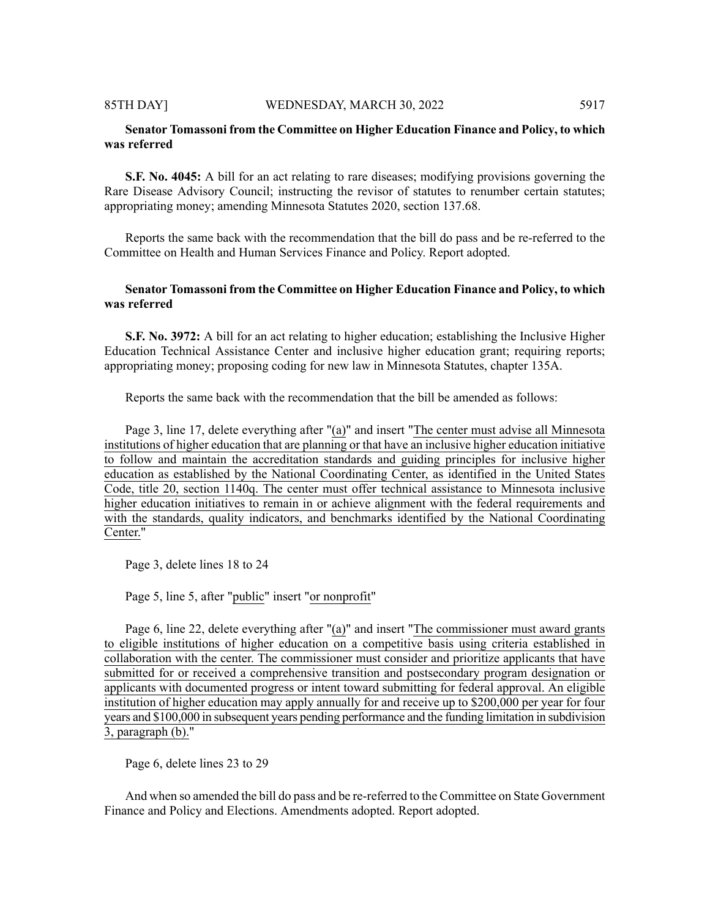**Senator Tomassoni from the Committee on Higher Education Finance and Policy, to which was referred**

**S.F. No. 4045:** A bill for an act relating to rare diseases; modifying provisions governing the Rare Disease Advisory Council; instructing the revisor of statutes to renumber certain statutes; appropriating money; amending Minnesota Statutes 2020, section 137.68.

Reports the same back with the recommendation that the bill do pass and be re-referred to the Committee on Health and Human Services Finance and Policy. Report adopted.

**Senator Tomassoni from the Committee on Higher Education Finance and Policy, to which was referred**

**S.F. No. 3972:** A bill for an act relating to higher education; establishing the Inclusive Higher Education Technical Assistance Center and inclusive higher education grant; requiring reports; appropriating money; proposing coding for new law in Minnesota Statutes, chapter 135A.

Reports the same back with the recommendation that the bill be amended as follows:

Page 3, line 17, delete everything after "(a)" and insert "The center must advise all Minnesota institutions of higher education that are planning or that have an inclusive higher education initiative to follow and maintain the accreditation standards and guiding principles for inclusive higher education as established by the National Coordinating Center, as identified in the United States Code, title 20, section 1140q. The center must offer technical assistance to Minnesota inclusive higher education initiatives to remain in or achieve alignment with the federal requirements and with the standards, quality indicators, and benchmarks identified by the National Coordinating Center."

Page 3, delete lines 18 to 24

Page 5, line 5, after "public" insert "or nonprofit"

Page 6, line 22, delete everything after "(a)" and insert "The commissioner must award grants to eligible institutions of higher education on a competitive basis using criteria established in collaboration with the center. The commissioner must consider and prioritize applicants that have submitted for or received a comprehensive transition and postsecondary program designation or applicants with documented progress or intent toward submitting for federal approval. An eligible institution of higher education may apply annually for and receive up to $200,000 per year for four years and $100,000 in subsequent years pending performance and the funding limitation in subdivision 3, paragraph (b)."

Page 6, delete lines 23 to 29

And when so amended the bill do pass and be re-referred to the Committee on State Government Finance and Policy and Elections. Amendments adopted. Report adopted.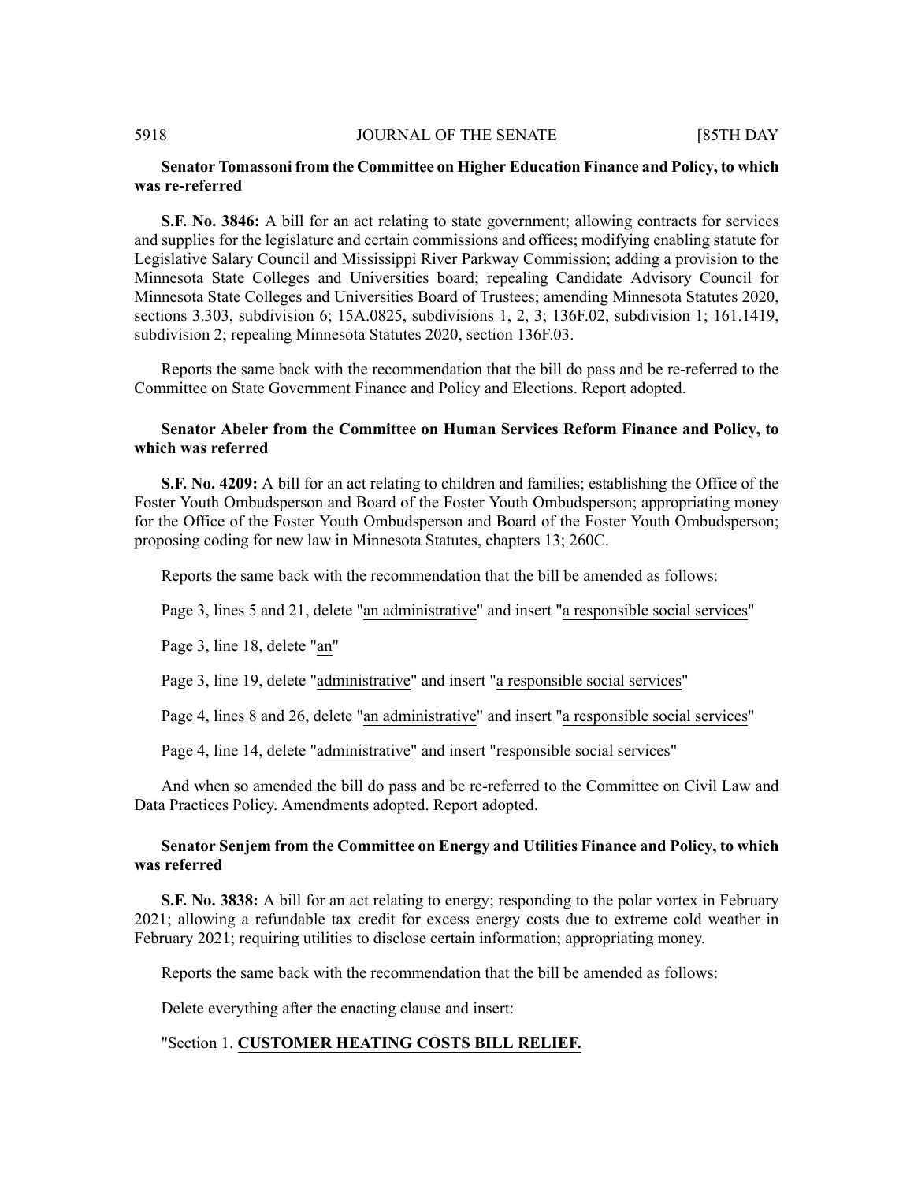**Senator Tomassoni from the Committee on Higher Education Finance and Policy, to which was re-referred**

**S.F. No. 3846:** A bill for an act relating to state government; allowing contracts for services and supplies for the legislature and certain commissions and offices; modifying enabling statute for Legislative Salary Council and Mississippi River Parkway Commission; adding a provision to the Minnesota State Colleges and Universities board; repealing Candidate Advisory Council for Minnesota State Colleges and Universities Board of Trustees; amending Minnesota Statutes 2020, sections 3.303, subdivision 6; 15A.0825, subdivisions 1, 2, 3; 136F.02, subdivision 1; 161.1419, subdivision 2; repealing Minnesota Statutes 2020, section 136F.03.

Reports the same back with the recommendation that the bill do pass and be re-referred to the Committee on State Government Finance and Policy and Elections. Report adopted.

**Senator Abeler from the Committee on Human Services Reform Finance and Policy, to which was referred**

**S.F. No. 4209:** A bill for an act relating to children and families; establishing the Office of the Foster Youth Ombudsperson and Board of the Foster Youth Ombudsperson; appropriating money for the Office of the Foster Youth Ombudsperson and Board of the Foster Youth Ombudsperson; proposing coding for new law in Minnesota Statutes, chapters 13; 260C.

Reports the same back with the recommendation that the bill be amended as follows:

Page 3, lines 5 and 21, delete "an administrative" and insert "a responsible social services"

Page 3, line 18, delete "an"

Page 3, line 19, delete "administrative" and insert "a responsible social services"

Page 4, lines 8 and 26, delete "an administrative" and insert "a responsible social services"

Page 4, line 14, delete "administrative" and insert "responsible social services"

And when so amended the bill do pass and be re-referred to the Committee on Civil Law and Data Practices Policy. Amendments adopted. Report adopted.

**Senator Senjem from the Committee on Energy and Utilities Finance and Policy, to which was referred**

**S.F. No. 3838:** A bill for an act relating to energy; responding to the polar vortex in February 2021; allowing a refundable tax credit for excess energy costs due to extreme cold weather in February 2021; requiring utilities to disclose certain information; appropriating money.

Reports the same back with the recommendation that the bill be amended as follows:

Delete everything after the enacting clause and insert:

"Section 1. **CUSTOMER HEATING COSTS BILL RELIEF.**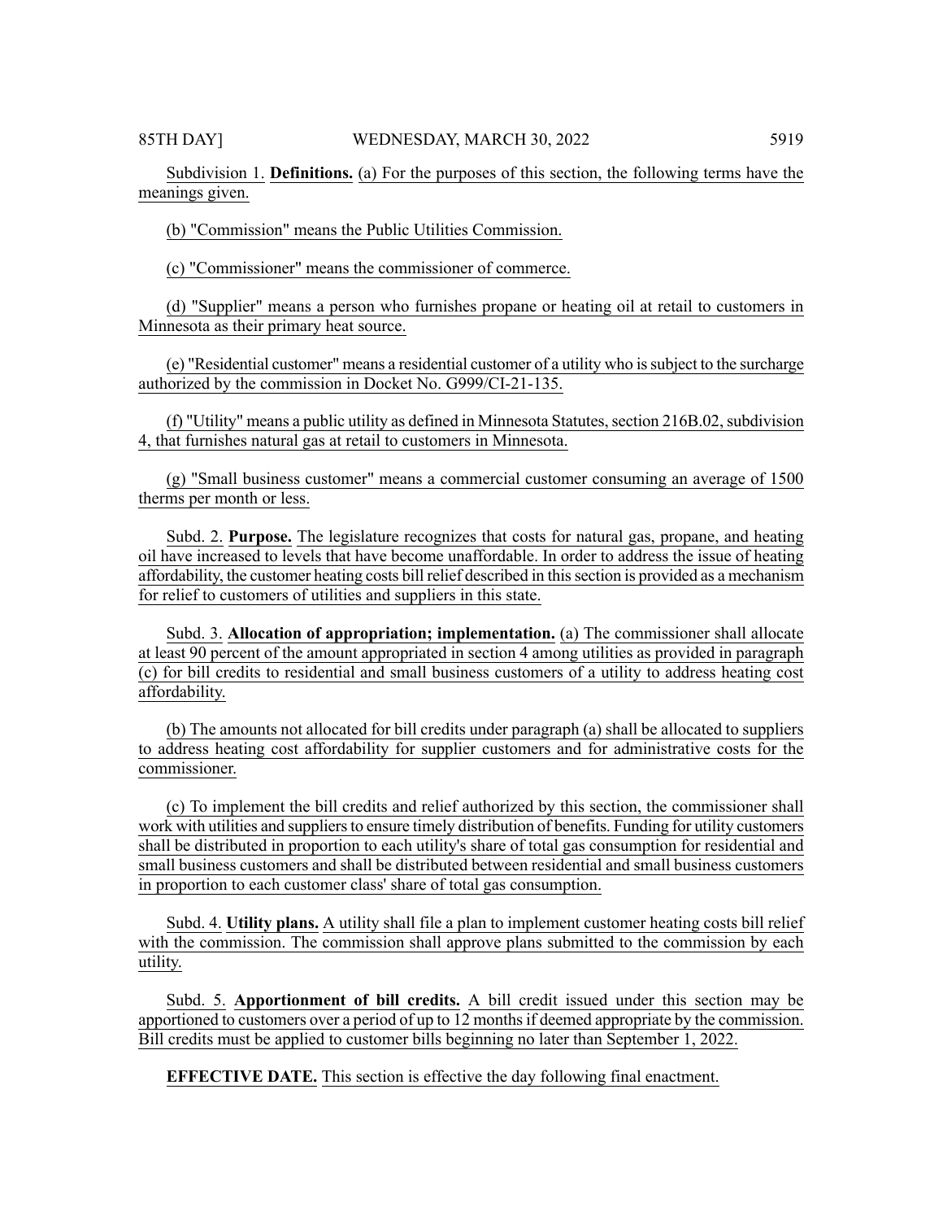Subdivision 1. **Definitions.** (a) For the purposes of this section, the following terms have the meanings given.

(b) "Commission" means the Public Utilities Commission.

(c) "Commissioner" means the commissioner of commerce.

(d) "Supplier" means a person who furnishes propane or heating oil at retail to customers in Minnesota as their primary heat source.

(e) "Residential customer" means a residential customer of a utility who is subject to the surcharge authorized by the commission in Docket No. G999/CI-21-135.

(f) "Utility" means a public utility as defined in Minnesota Statutes, section 216B.02, subdivision 4, that furnishes natural gas at retail to customers in Minnesota.

(g) "Small business customer" means a commercial customer consuming an average of 1500 therms per month or less.

Subd. 2. **Purpose.** The legislature recognizes that costs for natural gas, propane, and heating oil have increased to levels that have become unaffordable. In order to address the issue of heating affordability, the customer heating costs bill relief described in this section is provided as a mechanism for relief to customers of utilities and suppliers in this state.

Subd. 3. **Allocation of appropriation; implementation.** (a) The commissioner shall allocate at least 90 percent of the amount appropriated in section 4 among utilities as provided in paragraph (c) for bill credits to residential and small business customers of a utility to address heating cost affordability.

(b) The amounts not allocated for bill credits under paragraph (a) shall be allocated to suppliers to address heating cost affordability for supplier customers and for administrative costs for the commissioner.

(c) To implement the bill credits and relief authorized by this section, the commissioner shall work with utilities and suppliers to ensure timely distribution of benefits. Funding for utility customers shall be distributed in proportion to each utility's share of total gas consumption for residential and small business customers and shall be distributed between residential and small business customers in proportion to each customer class' share of total gas consumption.

Subd. 4. **Utility plans.** A utility shall file a plan to implement customer heating costs bill relief with the commission. The commission shall approve plans submitted to the commission by each utility.

Subd. 5. **Apportionment of bill credits.** A bill credit issued under this section may be apportioned to customers over a period of up to 12 months if deemed appropriate by the commission. Bill credits must be applied to customer bills beginning no later than September 1, 2022.

**EFFECTIVE DATE.** This section is effective the day following final enactment.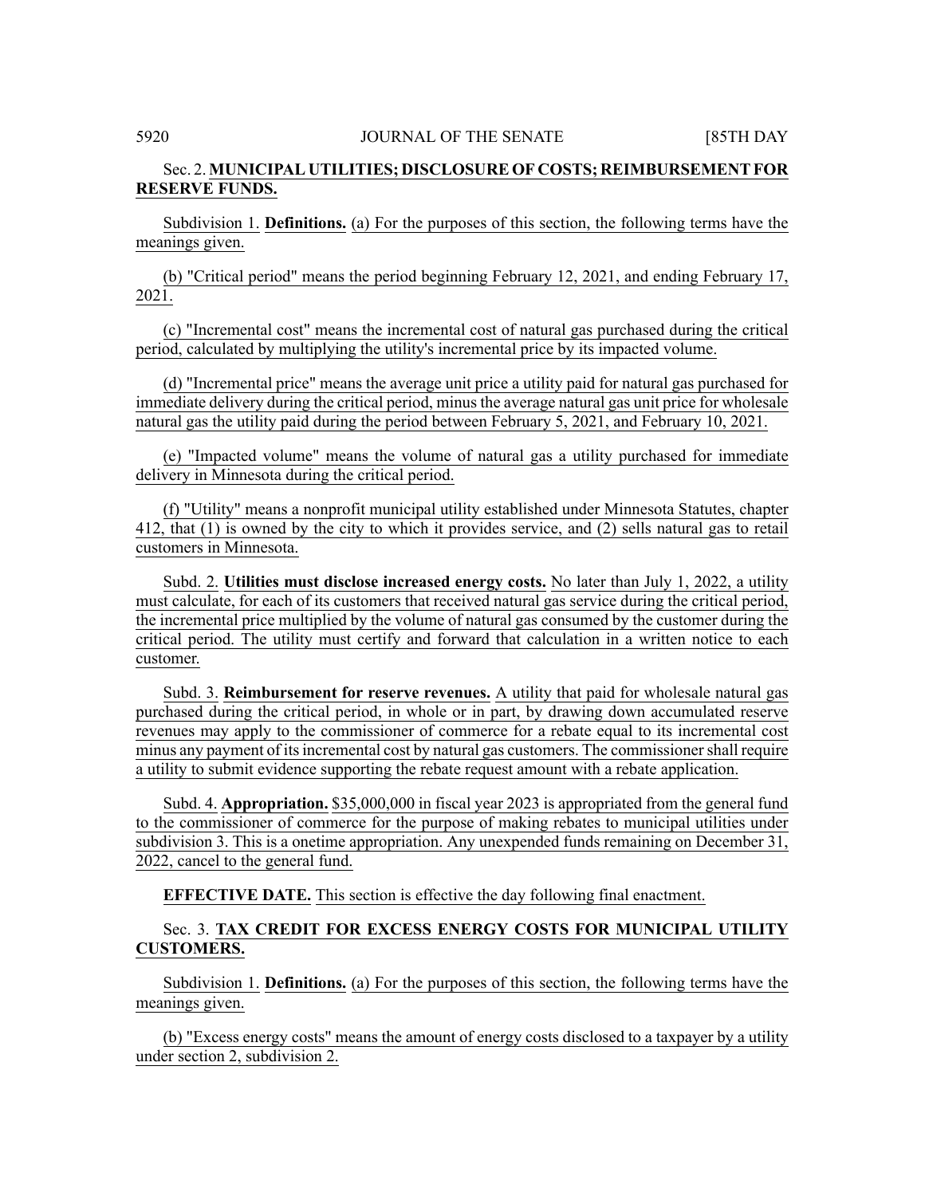Sec. 2. **MUNICIPAL UTILITIES; DISCLOSURE OF COSTS; REIMBURSEMENT FOR RESERVE FUNDS.**

Subdivision 1. **Definitions.** (a) For the purposes of this section, the following terms have the meanings given.

(b) "Critical period" means the period beginning February 12, 2021, and ending February 17, 2021.

(c) "Incremental cost" means the incremental cost of natural gas purchased during the critical period, calculated by multiplying the utility's incremental price by its impacted volume.

(d) "Incremental price" means the average unit price a utility paid for natural gas purchased for immediate delivery during the critical period, minus the average natural gas unit price for wholesale natural gas the utility paid during the period between February 5, 2021, and February 10, 2021.

(e) "Impacted volume" means the volume of natural gas a utility purchased for immediate delivery in Minnesota during the critical period.

(f) "Utility" means a nonprofit municipal utility established under Minnesota Statutes, chapter 412, that (1) is owned by the city to which it provides service, and (2) sells natural gas to retail customers in Minnesota.

Subd. 2. **Utilities must disclose increased energy costs.** No later than July 1, 2022, a utility must calculate, for each of its customers that received natural gas service during the critical period, the incremental price multiplied by the volume of natural gas consumed by the customer during the critical period. The utility must certify and forward that calculation in a written notice to each customer.

Subd. 3. **Reimbursement for reserve revenues.** A utility that paid for wholesale natural gas purchased during the critical period, in whole or in part, by drawing down accumulated reserve revenues may apply to the commissioner of commerce for a rebate equal to its incremental cost minus any payment of its incremental cost by natural gas customers. The commissioner shall require a utility to submit evidence supporting the rebate request amount with a rebate application.

Subd. 4. **Appropriation.** $35,000,000 in fiscal year 2023 is appropriated from the general fund to the commissioner of commerce for the purpose of making rebates to municipal utilities under subdivision 3. This is a onetime appropriation. Any unexpended funds remaining on December 31, 2022, cancel to the general fund.

**EFFECTIVE DATE.** This section is effective the day following final enactment.

Sec. 3. **TAX CREDIT FOR EXCESS ENERGY COSTS FOR MUNICIPAL UTILITY CUSTOMERS.**

Subdivision 1. **Definitions.** (a) For the purposes of this section, the following terms have the meanings given.

(b) "Excess energy costs" means the amount of energy costs disclosed to a taxpayer by a utility under section 2, subdivision 2.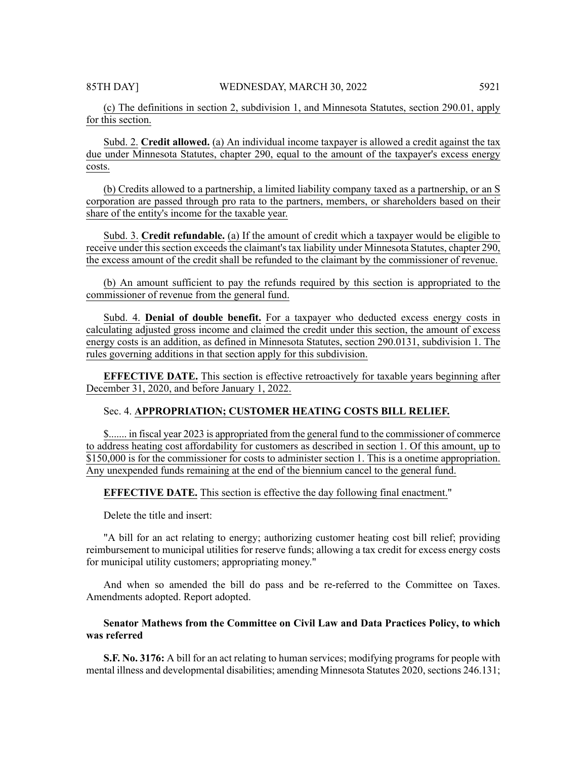(c) The definitions in section 2, subdivision 1, and Minnesota Statutes, section 290.01, apply for this section.

Subd. 2. **Credit allowed.** (a) An individual income taxpayer is allowed a credit against the tax due under Minnesota Statutes, chapter 290, equal to the amount of the taxpayer's excess energy costs.

(b) Credits allowed to a partnership, a limited liability company taxed as a partnership, or an S corporation are passed through pro rata to the partners, members, or shareholders based on their share of the entity's income for the taxable year.

Subd. 3. **Credit refundable.** (a) If the amount of credit which a taxpayer would be eligible to receive under this section exceeds the claimant's tax liability under Minnesota Statutes, chapter 290, the excess amount of the credit shall be refunded to the claimant by the commissioner of revenue.

(b) An amount sufficient to pay the refunds required by this section is appropriated to the commissioner of revenue from the general fund.

Subd. 4. **Denial of double benefit.** For a taxpayer who deducted excess energy costs in calculating adjusted gross income and claimed the credit under this section, the amount of excess energy costs is an addition, as defined in Minnesota Statutes, section 290.0131, subdivision 1. The rules governing additions in that section apply for this subdivision.

**EFFECTIVE DATE.** This section is effective retroactively for taxable years beginning after December 31, 2020, and before January 1, 2022.

Sec. 4. **APPROPRIATION; CUSTOMER HEATING COSTS BILL RELIEF.**

$....... in fiscal year 2023 is appropriated from the general fund to the commissioner of commerce to address heating cost affordability for customers as described in section 1. Of this amount, up to $150,000 is for the commissioner for costs to administer section 1. This is a onetime appropriation. Any unexpended funds remaining at the end of the biennium cancel to the general fund.

**EFFECTIVE DATE.** This section is effective the day following final enactment."

Delete the title and insert:

"A bill for an act relating to energy; authorizing customer heating cost bill relief; providing reimbursement to municipal utilities for reserve funds; allowing a tax credit for excess energy costs for municipal utility customers; appropriating money."

And when so amended the bill do pass and be re-referred to the Committee on Taxes. Amendments adopted. Report adopted.

**Senator Mathews from the Committee on Civil Law and Data Practices Policy, to which was referred**

**S.F. No. 3176:** A bill for an act relating to human services; modifying programs for people with mental illness and developmental disabilities; amending Minnesota Statutes 2020, sections 246.131;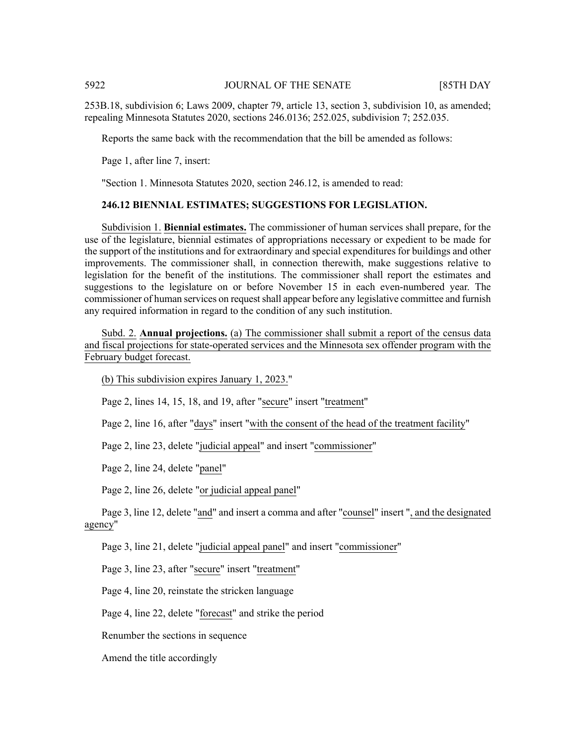253B.18, subdivision 6; Laws 2009, chapter 79, article 13, section 3, subdivision 10, as amended; repealing Minnesota Statutes 2020, sections 246.0136; 252.025, subdivision 7; 252.035.

Reports the same back with the recommendation that the bill be amended as follows:

Page 1, after line 7, insert:

"Section 1. Minnesota Statutes 2020, section 246.12, is amended to read:

**246.12 BIENNIAL ESTIMATES; SUGGESTIONS FOR LEGISLATION.**

Subdivision 1. **Biennial estimates.** The commissioner of human services shall prepare, for the use of the legislature, biennial estimates of appropriations necessary or expedient to be made for the support of the institutions and for extraordinary and special expenditures for buildings and other improvements. The commissioner shall, in connection therewith, make suggestions relative to legislation for the benefit of the institutions. The commissioner shall report the estimates and suggestions to the legislature on or before November 15 in each even-numbered year. The commissioner of human services on request shall appear before any legislative committee and furnish any required information in regard to the condition of any such institution.

Subd. 2. **Annual projections.** (a) The commissioner shall submit a report of the census data and fiscal projections for state-operated services and the Minnesota sex offender program with the February budget forecast.

(b) This subdivision expires January 1, 2023."

Page 2, lines 14, 15, 18, and 19, after "secure" insert "treatment"

Page 2, line 16, after "days" insert "with the consent of the head of the treatment facility"

Page 2, line 23, delete "judicial appeal" and insert "commissioner"

Page 2, line 24, delete "panel"

Page 2, line 26, delete "or judicial appeal panel"

Page 3, line 12, delete "and" and insert a comma and after "counsel" insert ", and the designated agency"

Page 3, line 21, delete "judicial appeal panel" and insert "commissioner"

Page 3, line 23, after "secure" insert "treatment"

Page 4, line 20, reinstate the stricken language

Page 4, line 22, delete "forecast" and strike the period

Renumber the sections in sequence

Amend the title accordingly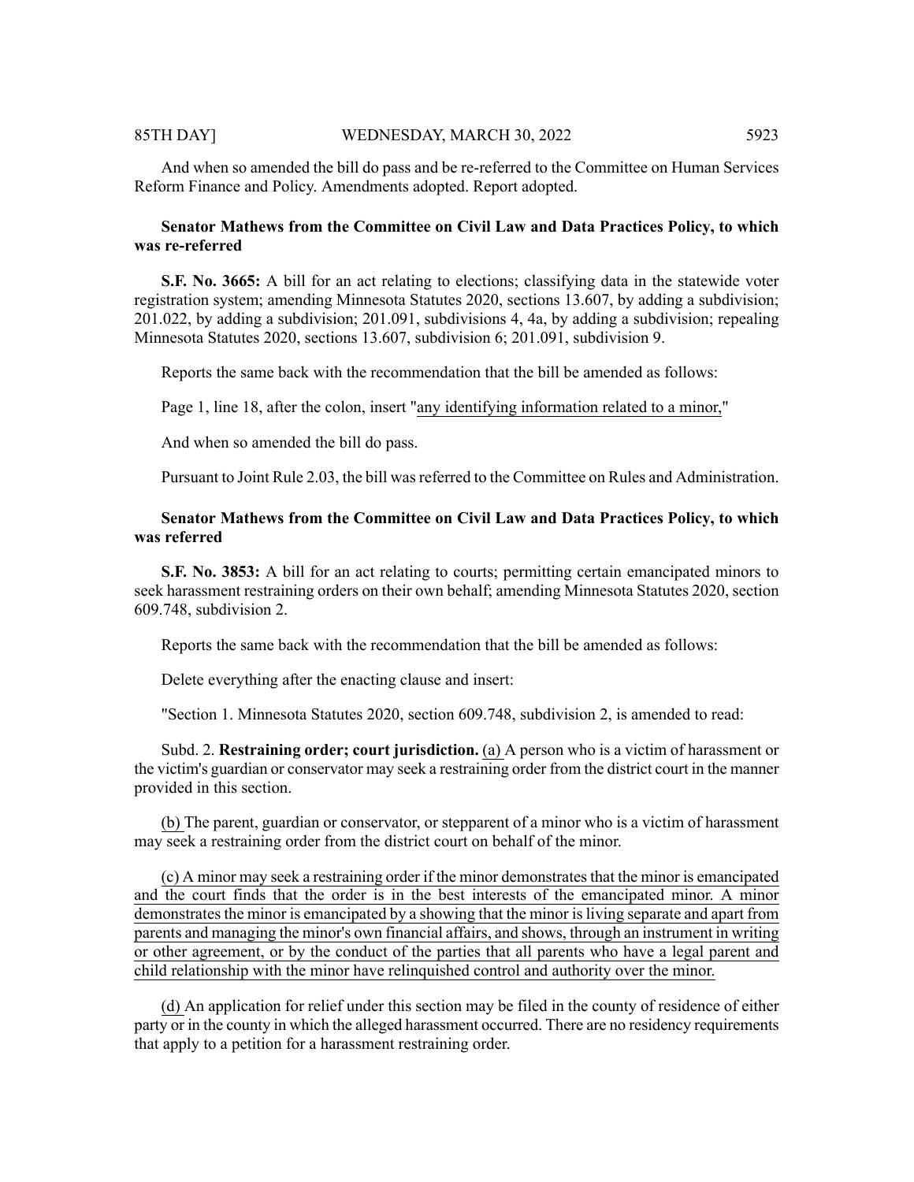And when so amended the bill do pass and be re-referred to the Committee on Human Services Reform Finance and Policy. Amendments adopted. Report adopted.

**Senator Mathews from the Committee on Civil Law and Data Practices Policy, to which was re-referred**

**S.F. No. 3665:** A bill for an act relating to elections; classifying data in the statewide voter registration system; amending Minnesota Statutes 2020, sections 13.607, by adding a subdivision; 201.022, by adding a subdivision; 201.091, subdivisions 4, 4a, by adding a subdivision; repealing Minnesota Statutes 2020, sections 13.607, subdivision 6; 201.091, subdivision 9.

Reports the same back with the recommendation that the bill be amended as follows:

Page 1, line 18, after the colon, insert "<u>any identifying information related to a minor,</u>"

And when so amended the bill do pass.

Pursuant to Joint Rule 2.03, the bill was referred to the Committee on Rules and Administration.

**Senator Mathews from the Committee on Civil Law and Data Practices Policy, to which was referred**

**S.F. No. 3853:** A bill for an act relating to courts; permitting certain emancipated minors to seek harassment restraining orders on their own behalf; amending Minnesota Statutes 2020, section 609.748, subdivision 2.

Reports the same back with the recommendation that the bill be amended as follows:

Delete everything after the enacting clause and insert:

"Section 1. Minnesota Statutes 2020, section 609.748, subdivision 2, is amended to read:

Subd. 2. **Restraining order; court jurisdction.** <u>(a)</u> A person who is a victim of harassment or the victim's guardian or conservator may seek a restraining order from the district court in the manner provided in this section.

<u>(b)</u> The parent, guardian or conservator, or stepparent of a minor who is a victim of harassment may seek a restraining order from the district court on behalf of the minor.

<u>(c) A minor may seek a restraining order if the minor demonstrates that the minor is emancipated and the court finds that the order is in the best interests of the emancipated minor. A minor demonstrates the minor is emancipated by a showing that the minor is living separate and apart from parents and managing the minor's own financial affairs, and shows, through an instrument in writing or other agreement, or by the conduct of the parties that all parents who have a legal parent and child relationship with the minor have relinquished control and authority over the minor.</u>

<u>(d)</u> An application for relief under this section may be filed in the county of residence of either party or in the county in which the alleged harassment occurred. There are no residency requirements that apply to a petition for a harassment restraining order.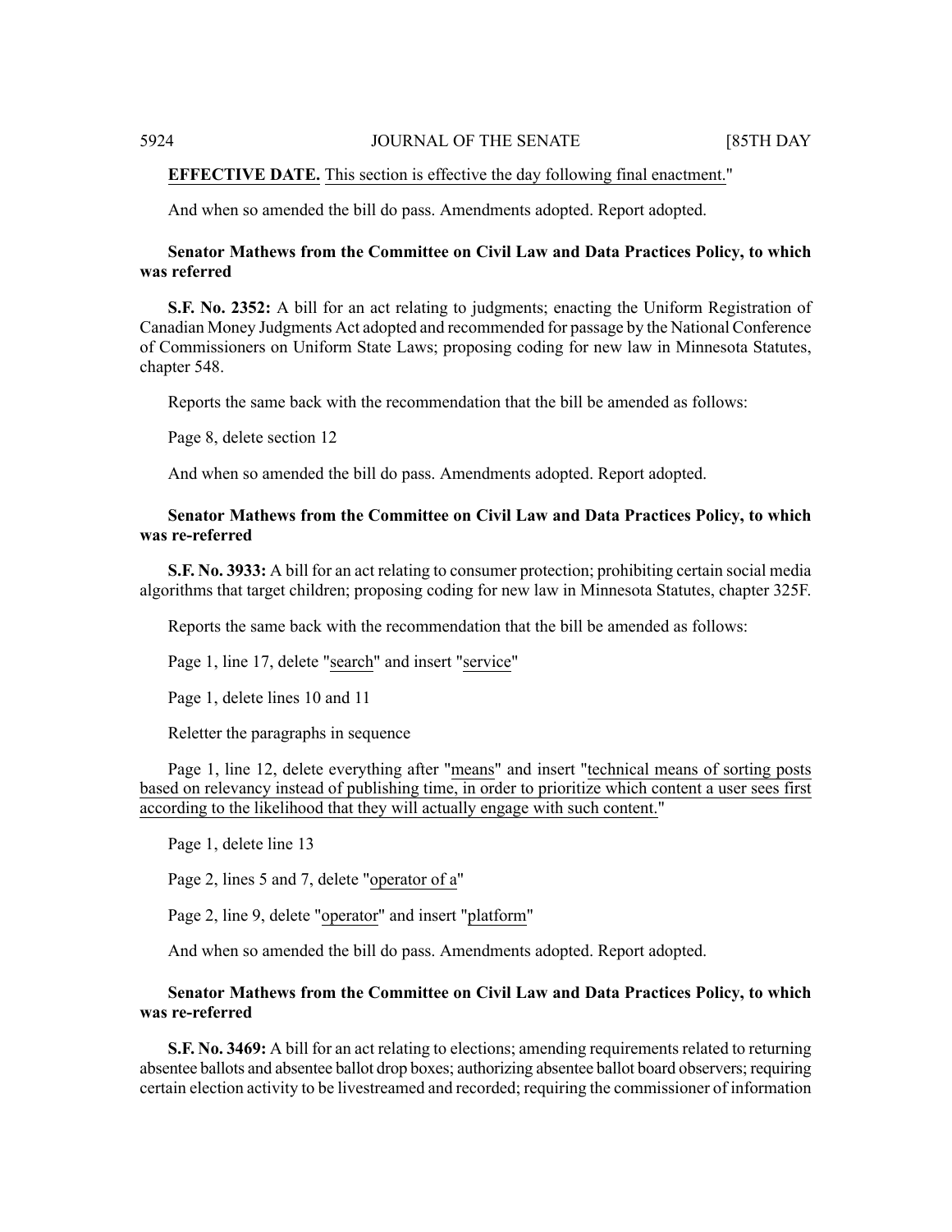**EFFECTIVE DATE.** This section is effective the day following final enactment."

And when so amended the bill do pass. Amendments adopted. Report adopted.

**Senator Mathews from the Committee on Civil Law and Data Practices Policy, to which was referred**

**S.F. No. 2352:** A bill for an act relating to judgments; enacting the Uniform Registration of Canadian Money Judgments Act adopted and recommended for passage by the National Conference of Commissioners on Uniform State Laws; proposing coding for new law in Minnesota Statutes, chapter 548.

Reports the same back with the recommendation that the bill be amended as follows:

Page 8, delete section 12

And when so amended the bill do pass. Amendments adopted. Report adopted.

**Senator Mathews from the Committee on Civil Law and Data Practices Policy, to which was re-referred**

**S.F. No. 3933:** A bill for an act relating to consumer protection; prohibiting certain social media algorithms that target children; proposing coding for new law in Minnesota Statutes, chapter 325F.

Reports the same back with the recommendation that the bill be amended as follows:

Page 1, line 17, delete "search" and insert "service"

Page 1, delete lines 10 and 11

Reletter the paragraphs in sequence

Page 1, line 12, delete everything after "means" and insert "technical means of sorting posts based on relevancy instead of publishing time, in order to prioritize which content a user sees first according to the likelihood that they will actually engage with such content."

Page 1, delete line 13

Page 2, lines 5 and 7, delete "operator of a"

Page 2, line 9, delete "operator" and insert "platform"

And when so amended the bill do pass. Amendments adopted. Report adopted.

**Senator Mathews from the Committee on Civil Law and Data Practices Policy, to which was re-referred**

**S.F. No. 3469:** A bill for an act relating to elections; amending requirements related to returning absentee ballots and absentee ballot drop boxes; authorizing absentee ballot board observers; requiring certain election activity to be livestreamed and recorded; requiring the commissioner of information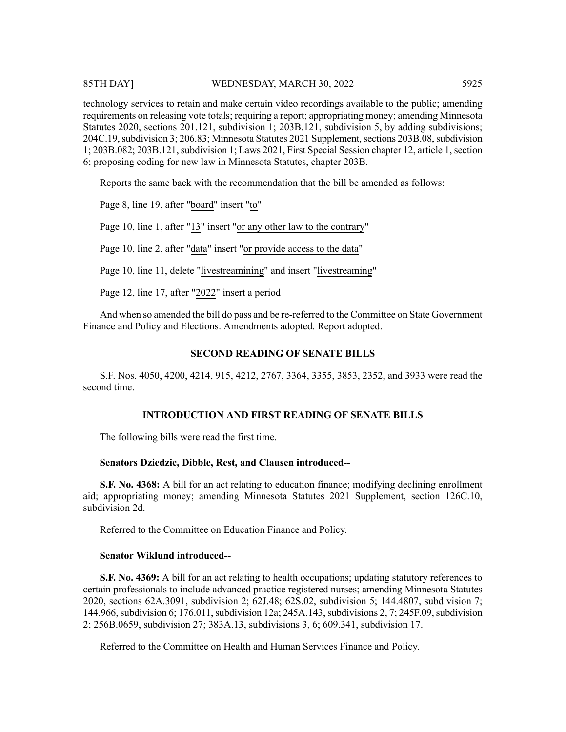technology services to retain and make certain video recordings available to the public; amending requirements on releasing vote totals; requiring a report; appropriating money; amending Minnesota Statutes 2020, sections 201.121, subdivision 1; 203B.121, subdivision 5, by adding subdivisions; 204C.19, subdivision 3; 206.83; Minnesota Statutes 2021 Supplement, sections 203B.08, subdivision 1; 203B.082; 203B.121, subdivision 1; Laws 2021, First Special Session chapter 12, article 1, section 6; proposing coding for new law in Minnesota Statutes, chapter 203B.

Reports the same back with the recommendation that the bill be amended as follows:

Page 8, line 19, after "board" insert "to"

Page 10, line 1, after "13" insert "or any other law to the contrary"

Page 10, line 2, after "data" insert "or provide access to the data"

Page 10, line 11, delete "livestreamining" and insert "livestreaming"

Page 12, line 17, after "2022" insert a period

And when so amended the bill do pass and be re-referred to the Committee on State Government Finance and Policy and Elections. Amendments adopted. Report adopted.

## SECOND READING OF SENATE BILLS

S.F. Nos. 4050, 4200, 4214, 915, 4212, 2767, 3364, 3355, 3853, 2352, and 3933 were read the second time.

## INTRODUCTION AND FIRST READING OF SENATE BILLS

The following bills were read the first time.

**Senators Dziedzic, Dibble, Rest, and Clausen introduced--**

**S.F. No. 4368:** A bill for an act relating to education finance; modifying declining enrollment aid; appropriating money; amending Minnesota Statutes 2021 Supplement, section 126C.10, subdivision 2d.

Referred to the Committee on Education Finance and Policy.

**Senator Wiklund introduced--**

**S.F. No. 4369:** A bill for an act relating to health occupations; updating statutory references to certain professionals to include advanced practice registered nurses; amending Minnesota Statutes 2020, sections 62A.3091, subdivision 2; 62J.48; 62S.02, subdivision 5; 144.4807, subdivision 7; 144.966, subdivision 6; 176.011, subdivision 12a; 245A.143, subdivisions 2, 7; 245F.09, subdivision 2; 256B.0659, subdivision 27; 383A.13, subdivisions 3, 6; 609.341, subdivision 17.

Referred to the Committee on Health and Human Services Finance and Policy.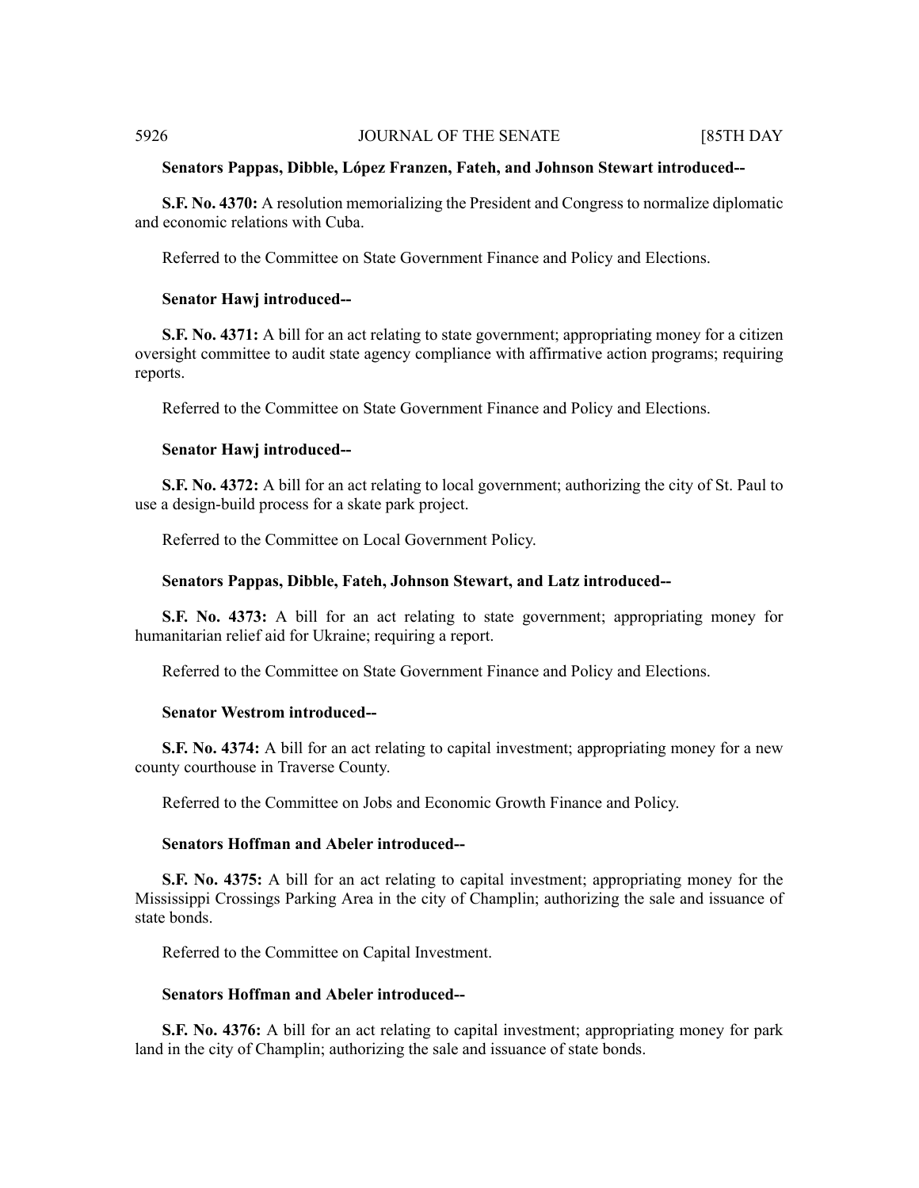**Senators Pappas, Dibble, López Franzen, Fateh, and Johnson Stewart introduced--**

**S.F. No. 4370:** A resolution memorializing the President and Congress to normalize diplomatic and economic relations with Cuba.

Referred to the Committee on State Government Finance and Policy and Elections.

**Senator Hawj introduced--**

**S.F. No. 4371:** A bill for an act relating to state government; appropriating money for a citizen oversight committee to audit state agency compliance with affirmative action programs; requiring reports.

Referred to the Committee on State Government Finance and Policy and Elections.

**Senator Hawj introduced--**

**S.F. No. 4372:** A bill for an act relating to local government; authorizing the city of St. Paul to use a design-build process for a skate park project.

Referred to the Committee on Local Government Policy.

**Senators Pappas, Dibble, Fateh, Johnson Stewart, and Latz introduced--**

**S.F. No. 4373:** A bill for an act relating to state government; appropriating money for humanitarian relief aid for Ukraine; requiring a report.

Referred to the Committee on State Government Finance and Policy and Elections.

**Senator Westrom introduced--**

**S.F. No. 4374:** A bill for an act relating to capital investment; appropriating money for a new county courthouse in Traverse County.

Referred to the Committee on Jobs and Economic Growth Finance and Policy.

**Senators Hoffman and Abeler introduced--**

**S.F. No. 4375:** A bill for an act relating to capital investment; appropriating money for the Mississippi Crossings Parking Area in the city of Champlin; authorizing the sale and issuance of state bonds.

Referred to the Committee on Capital Investment.

**Senators Hoffman and Abeler introduced--**

**S.F. No. 4376:** A bill for an act relating to capital investment; appropriating money for park land in the city of Champlin; authorizing the sale and issuance of state bonds.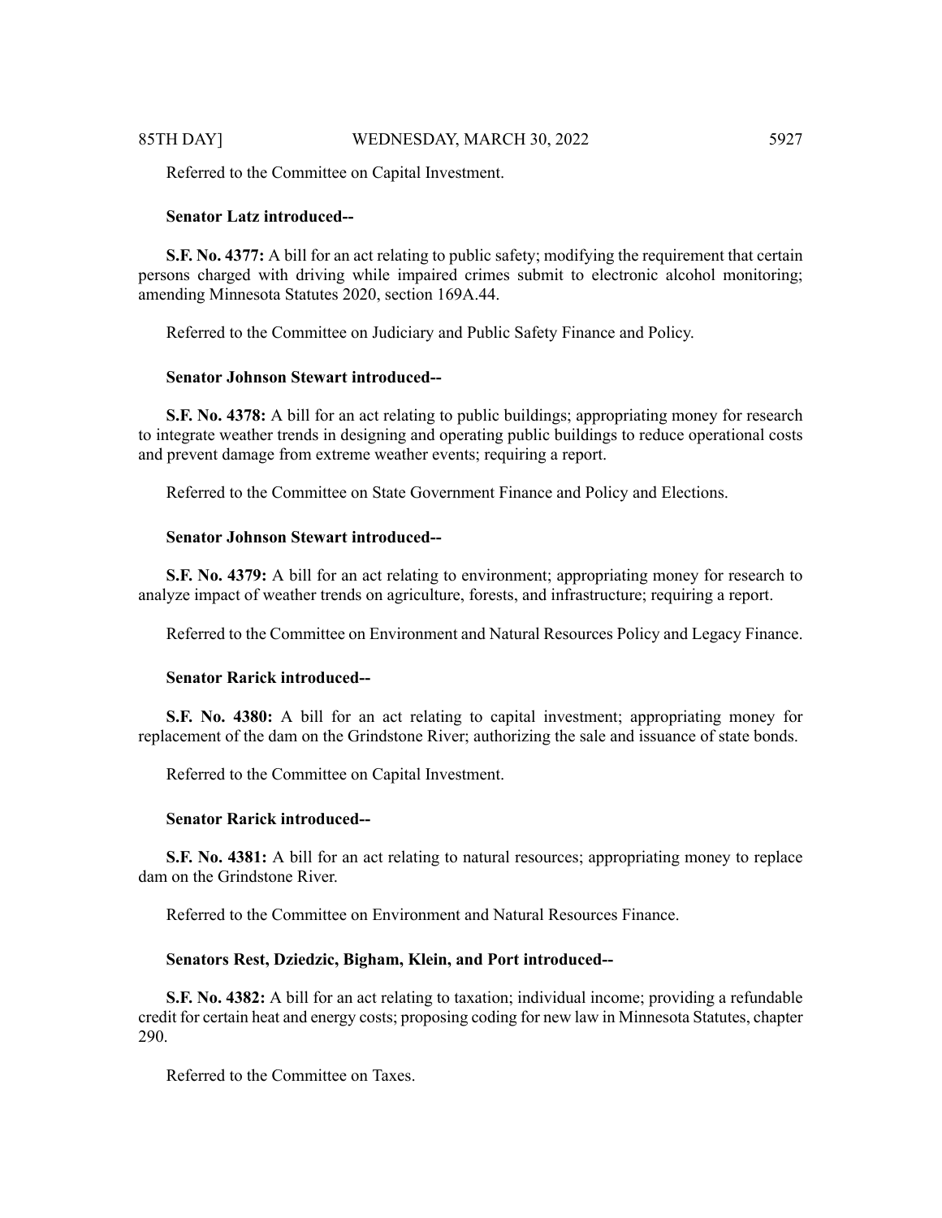Referred to the Committee on Capital Investment.

**Senator Latz introduced--**

**S.F. No. 4377:** A bill for an act relating to public safety; modifying the requirement that certain persons charged with driving while impaired crimes submit to electronic alcohol monitoring; amending Minnesota Statutes 2020, section 169A.44.

Referred to the Committee on Judiciary and Public Safety Finance and Policy.

**Senator Johnson Stewart introduced--**

**S.F. No. 4378:** A bill for an act relating to public buildings; appropriating money for research to integrate weather trends in designing and operating public buildings to reduce operational costs and prevent damage from extreme weather events; requiring a report.

Referred to the Committee on State Government Finance and Policy and Elections.

**Senator Johnson Stewart introduced--**

**S.F. No. 4379:** A bill for an act relating to environment; appropriating money for research to analyze impact of weather trends on agriculture, forests, and infrastructure; requiring a report.

Referred to the Committee on Environment and Natural Resources Policy and Legacy Finance.

**Senator Rarick introduced--**

**S.F. No. 4380:** A bill for an act relating to capital investment; appropriating money for replacement of the dam on the Grindstone River; authorizing the sale and issuance of state bonds.

Referred to the Committee on Capital Investment.

**Senator Rarick introduced--**

**S.F. No. 4381:** A bill for an act relating to natural resources; appropriating money to replace dam on the Grindstone River.

Referred to the Committee on Environment and Natural Resources Finance.

**Senators Rest, Dziedzic, Bigham, Klein, and Port introduced--**

**S.F. No. 4382:** A bill for an act relating to taxation; individual income; providing a refundable credit for certain heat and energy costs; proposing coding for new law in Minnesota Statutes, chapter 290.

Referred to the Committee on Taxes.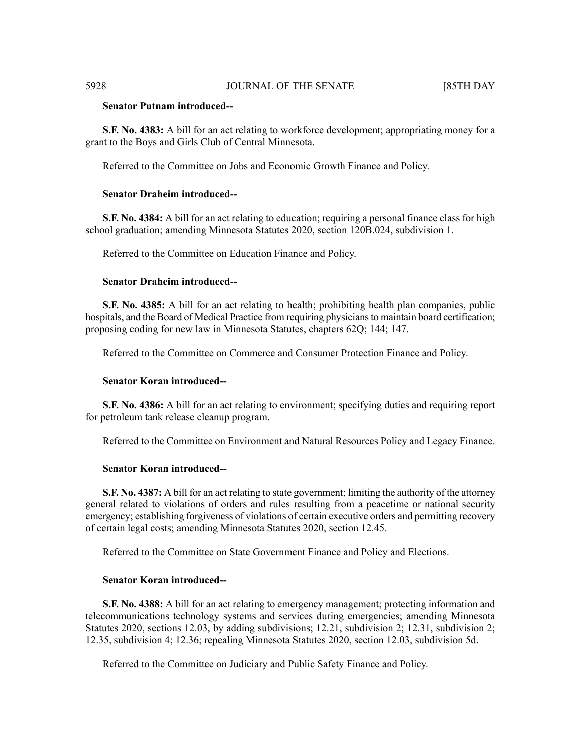**Senator Putnam introduced--**

**S.F. No. 4383:** A bill for an act relating to workforce development; appropriating money for a grant to the Boys and Girls Club of Central Minnesota.

Referred to the Committee on Jobs and Economic Growth Finance and Policy.

**Senator Draheim introduced--**

**S.F. No. 4384:** A bill for an act relating to education; requiring a personal finance class for high school graduation; amending Minnesota Statutes 2020, section 120B.024, subdivision 1.

Referred to the Committee on Education Finance and Policy.

**Senator Draheim introduced--**

**S.F. No. 4385:** A bill for an act relating to health; prohibiting health plan companies, public hospitals, and the Board of Medical Practice from requiring physicians to maintain board certification; proposing coding for new law in Minnesota Statutes, chapters 62Q; 144; 147.

Referred to the Committee on Commerce and Consumer Protection Finance and Policy.

**Senator Koran introduced--**

**S.F. No. 4386:** A bill for an act relating to environment; specifying duties and requiring report for petroleum tank release cleanup program.

Referred to the Committee on Environment and Natural Resources Policy and Legacy Finance.

**Senator Koran introduced--**

**S.F. No. 4387:** A bill for an act relating to state government; limiting the authority of the attorney general related to violations of orders and rules resulting from a peacetime or national security emergency; establishing forgiveness of violations of certain executive orders and permitting recovery of certain legal costs; amending Minnesota Statutes 2020, section 12.45.

Referred to the Committee on State Government Finance and Policy and Elections.

**Senator Koran introduced--**

**S.F. No. 4388:** A bill for an act relating to emergency management; protecting information and telecommunications technology systems and services during emergencies; amending Minnesota Statutes 2020, sections 12.03, by adding subdivisions; 12.21, subdivision 2; 12.31, subdivision 2; 12.35, subdivision 4; 12.36; repealing Minnesota Statutes 2020, section 12.03, subdivision 5d.

Referred to the Committee on Judiciary and Public Safety Finance and Policy.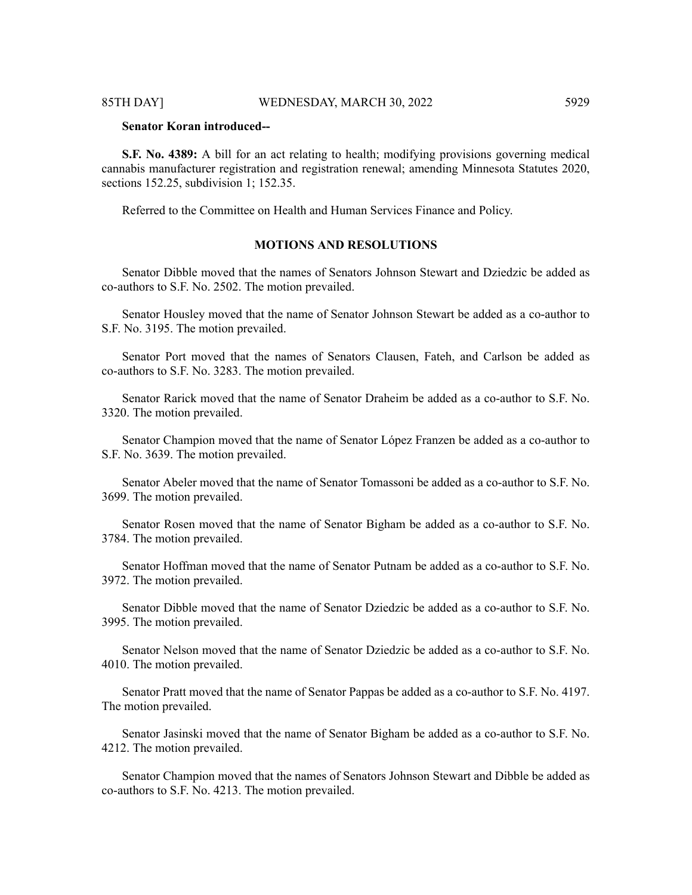**Senator Koran introduced--**

**S.F. No. 4389:** A bill for an act relating to health; modifying provisions governing medical cannabis manufacturer registration and registration renewal; amending Minnesota Statutes 2020, sections 152.25, subdivision 1; 152.35.

Referred to the Committee on Health and Human Services Finance and Policy.

## MOTIONS AND RESOLUTIONS

Senator Dibble moved that the names of Senators Johnson Stewart and Dziedzic be added as co-authors to S.F. No. 2502. The motion prevailed.

Senator Housley moved that the name of Senator Johnson Stewart be added as a co-author to S.F. No. 3195. The motion prevailed.

Senator Port moved that the names of Senators Clausen, Fateh, and Carlson be added as co-authors to S.F. No. 3283. The motion prevailed.

Senator Rarick moved that the name of Senator Draheim be added as a co-author to S.F. No. 3320. The motion prevailed.

Senator Champion moved that the name of Senator López Franzen be added as a co-author to S.F. No. 3639. The motion prevailed.

Senator Abeler moved that the name of Senator Tomassoni be added as a co-author to S.F. No. 3699. The motion prevailed.

Senator Rosen moved that the name of Senator Bigham be added as a co-author to S.F. No. 3784. The motion prevailed.

Senator Hoffman moved that the name of Senator Putnam be added as a co-author to S.F. No. 3972. The motion prevailed.

Senator Dibble moved that the name of Senator Dziedzic be added as a co-author to S.F. No. 3995. The motion prevailed.

Senator Nelson moved that the name of Senator Dziedzic be added as a co-author to S.F. No. 4010. The motion prevailed.

Senator Pratt moved that the name of Senator Pappas be added as a co-author to S.F. No. 4197. The motion prevailed.

Senator Jasinski moved that the name of Senator Bigham be added as a co-author to S.F. No. 4212. The motion prevailed.

Senator Champion moved that the names of Senators Johnson Stewart and Dibble be added as co-authors to S.F. No. 4213. The motion prevailed.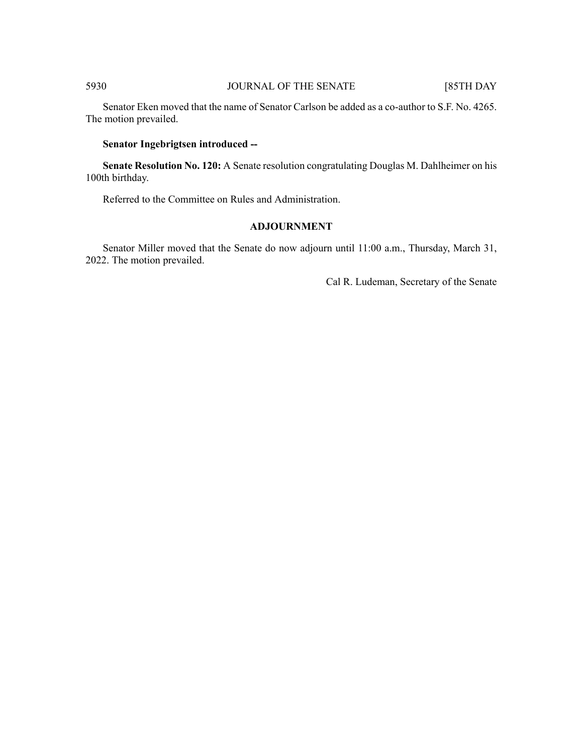Senator Eken moved that the name of Senator Carlson be added as a co-author to S.F. No. 4265. The motion prevailed.

**Senator Ingebrigtsen introduced --**

**Senate Resolution No. 120:** A Senate resolution congratulating Douglas M. Dahlheimer on his 100th birthday.

Referred to the Committee on Rules and Administration.

## ADJOURNMENT

Senator Miller moved that the Senate do now adjourn until 11:00 a.m., Thursday, March 31, 2022. The motion prevailed.

Cal R. Ludeman, Secretary of the Senate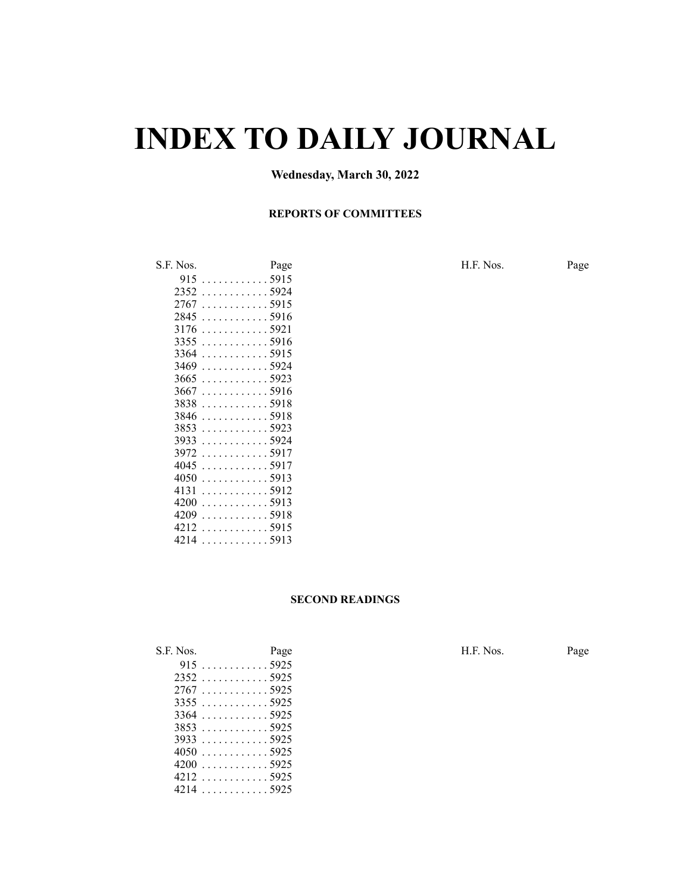# INDEX TO DAILY JOURNAL

**Wednesday, March 30, 2022**

**REPORTS OF COMMITTEES**

| S.F. Nos. | Page | H.F. Nos. | Page |
|---|---|---|---|
| 915 | 5915 | | |
| 2352 | 5924 | | |
| 2767 | 5915 | | |
| 2845 | 5916 | | |
| 3176 | 5921 | | |
| 3355 | 5916 | | |
| 3364 | 5915 | | |
| 3469 | 5924 | | |
| 3665 | 5923 | | |
| 3667 | 5916 | | |
| 3838 | 5918 | | |
| 3846 | 5918 | | |
| 3853 | 5923 | | |
| 3933 | 5924 | | |
| 3972 | 5917 | | |
| 4045 | 5917 | | |
| 4050 | 5913 | | |
| 4131 | 5912 | | |
| 4200 | 5913 | | |
| 4209 | 5918 | | |
| 4212 | 5915 | | |
| 4214 | 5913 | | |

**SECOND READINGS**

| S.F. Nos. | Page | H.F. Nos. | Page |
|---|---|---|---|
| 915 | 5925 | | |
| 2352 | 5925 | | |
| 2767 | 5925 | | |
| 3355 | 5925 | | |
| 3364 | 5925 | | |
| 3853 | 5925 | | |
| 3933 | 5925 | | |
| 4050 | 5925 | | |
| 4200 | 5925 | | |
| 4212 | 5925 | | |
| 4214 | 5925 | | |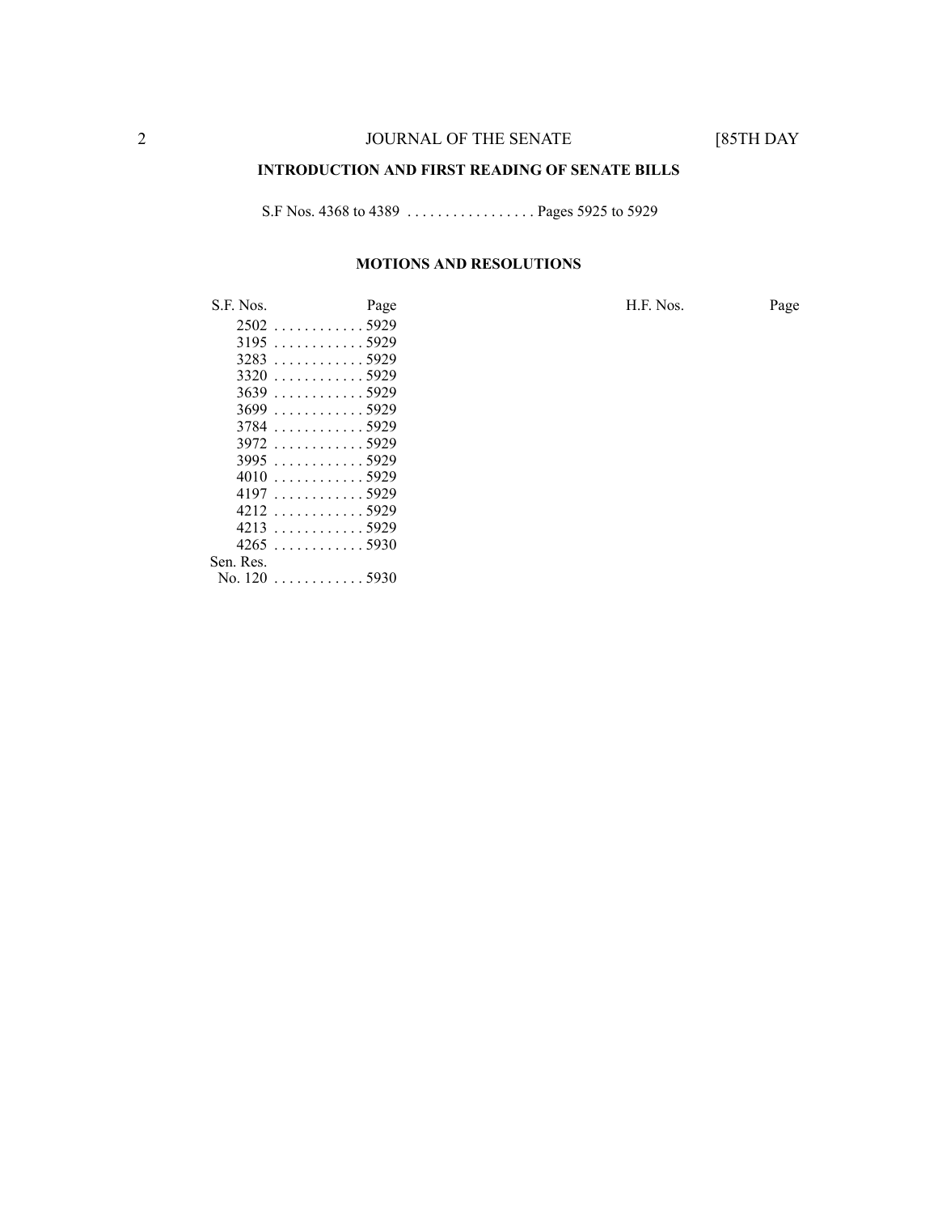## INTRODUCTION AND FIRST READING OF SENATE BILLS

S.F Nos. 4368 to 4389 . . . . . . . . . . . . . . . . . Pages 5925 to 5929

## MOTIONS AND RESOLUTIONS

| S.F. Nos. | Page | H.F. Nos. | Page |
|---|---|---|---|
| 2502 | 5929 | | |
| 3195 | 5929 | | |
| 3283 | 5929 | | |
| 3320 | 5929 | | |
| 3639 | 5929 | | |
| 3699 | 5929 | | |
| 3784 | 5929 | | |
| 3972 | 5929 | | |
| 3995 | 5929 | | |
| 4010 | 5929 | | |
| 4197 | 5929 | | |
| 4212 | 5929 | | |
| 4213 | 5929 | | |
| 4265 | 5930 | | |
| Sen. Res. No. 120 | 5930 | | |